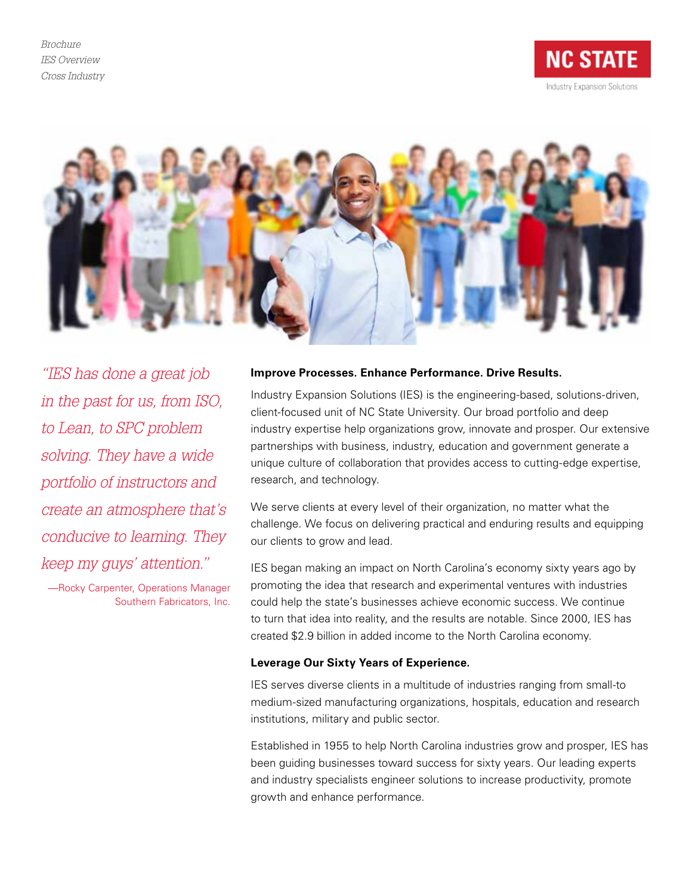*Brochure*
*IES Overview*
*Cross Industry*

NC STATE
Industry Expansion Solutions

*"IES has done a great job in the past for us, from ISO, to Lean, to SPC problem solving. They have a wide portfolio of instructors and create an atmosphere that's conducive to learning. They keep my guys' attention."*

—Rocky Carpenter, Operations Manager
Southern Fabricators, Inc.

**Improve Processes. Enhance Performance. Drive Results.**

Industry Expansion Solutions (IES) is the engineering-based, solutions-driven, client-focused unit of NC State University. Our broad portfolio and deep industry expertise help organizations grow, innovate and prosper. Our extensive partnerships with business, industry, education and government generate a unique culture of collaboration that provides access to cutting-edge expertise, research, and technology.

We serve clients at every level of their organization, no matter what the challenge. We focus on delivering practical and enduring results and equipping our clients to grow and lead.

IES began making an impact on North Carolina's economy sixty years ago by promoting the idea that research and experimental ventures with industries could help the state's businesses achieve economic success. We continue to turn that idea into reality, and the results are notable. Since 2000, IES has created $2.9 billion in added income to the North Carolina economy.

**Leverage Our Sixty Years of Experience.**

IES serves diverse clients in a multitude of industries ranging from small-to medium-sized manufacturing organizations, hospitals, education and research institutions, military and public sector.

Established in 1955 to help North Carolina industries grow and prosper, IES has been guiding businesses toward success for sixty years. Our leading experts and industry specialists engineer solutions to increase productivity, promote growth and enhance performance.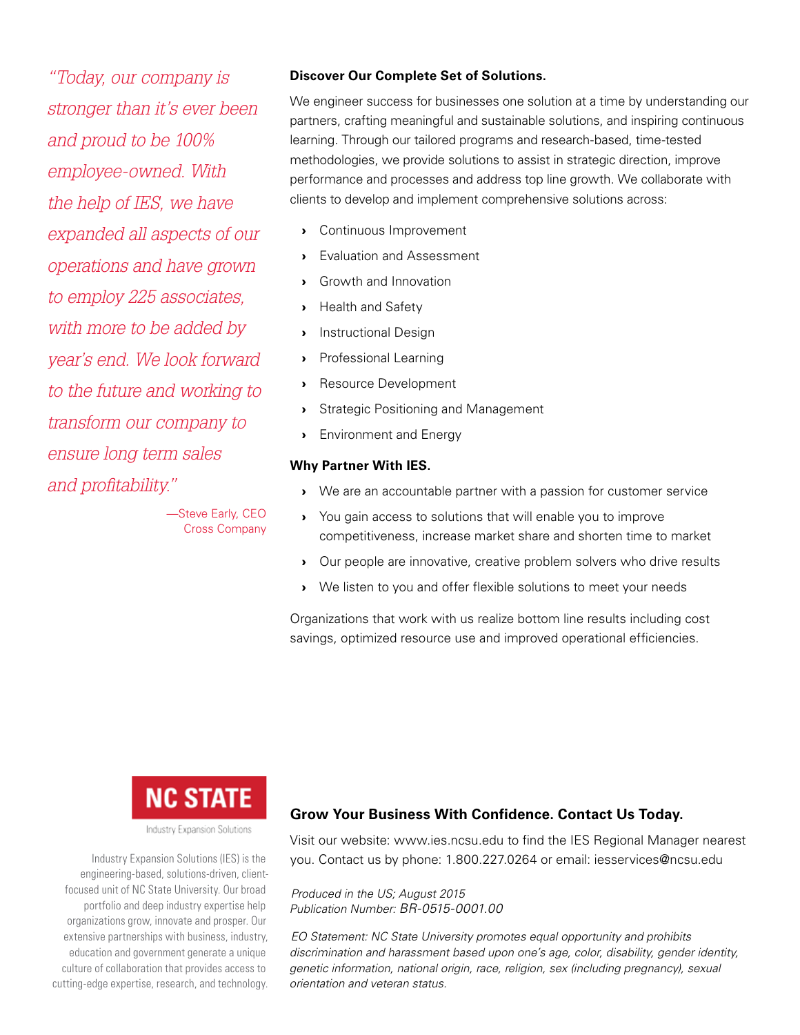*"Today, our company is stronger than it's ever been and proud to be 100% employee-owned. With the help of IES, we have expanded all aspects of our operations and have grown to employ 225 associates, with more to be added by year's end. We look forward to the future and working to transform our company to ensure long term sales and profitability."*

—Steve Early, CEO
Cross Company

**Discover Our Complete Set of Solutions.**

We engineer success for businesses one solution at a time by understanding our partners, crafting meaningful and sustainable solutions, and inspiring continuous learning. Through our tailored programs and research-based, time-tested methodologies, we provide solutions to assist in strategic direction, improve performance and processes and address top line growth. We collaborate with clients to develop and implement comprehensive solutions across:

- Continuous Improvement
- Evaluation and Assessment
- Growth and Innovation
- Health and Safety
- Instructional Design
- Professional Learning
- Resource Development
- Strategic Positioning and Management
- Environment and Energy

**Why Partner With IES.**

- We are an accountable partner with a passion for customer service
- You gain access to solutions that will enable you to improve competitiveness, increase market share and shorten time to market
- Our people are innovative, creative problem solvers who drive results
- We listen to you and offer flexible solutions to meet your needs

Organizations that work with us realize bottom line results including cost savings, optimized resource use and improved operational efficiencies.

NC STATE
Industry Expansion Solutions

Industry Expansion Solutions (IES) is the engineering-based, solutions-driven, client-focused unit of NC State University. Our broad portfolio and deep industry expertise help organizations grow, innovate and prosper. Our extensive partnerships with business, industry, education and government generate a unique culture of collaboration that provides access to cutting-edge expertise, research, and technology.

**Grow Your Business With Confidence. Contact Us Today.**

Visit our website: www.ies.ncsu.edu to find the IES Regional Manager nearest you. Contact us by phone: 1.800.227.0264 or email: iesservices@ncsu.edu

*Produced in the US; August 2015*
*Publication Number: BR-0515-0001.00*

*EO Statement: NC State University promotes equal opportunity and prohibits discrimination and harassment based upon one's age, color, disability, gender identity, genetic information, national origin, race, religion, sex (including pregnancy), sexual orientation and veteran status.*